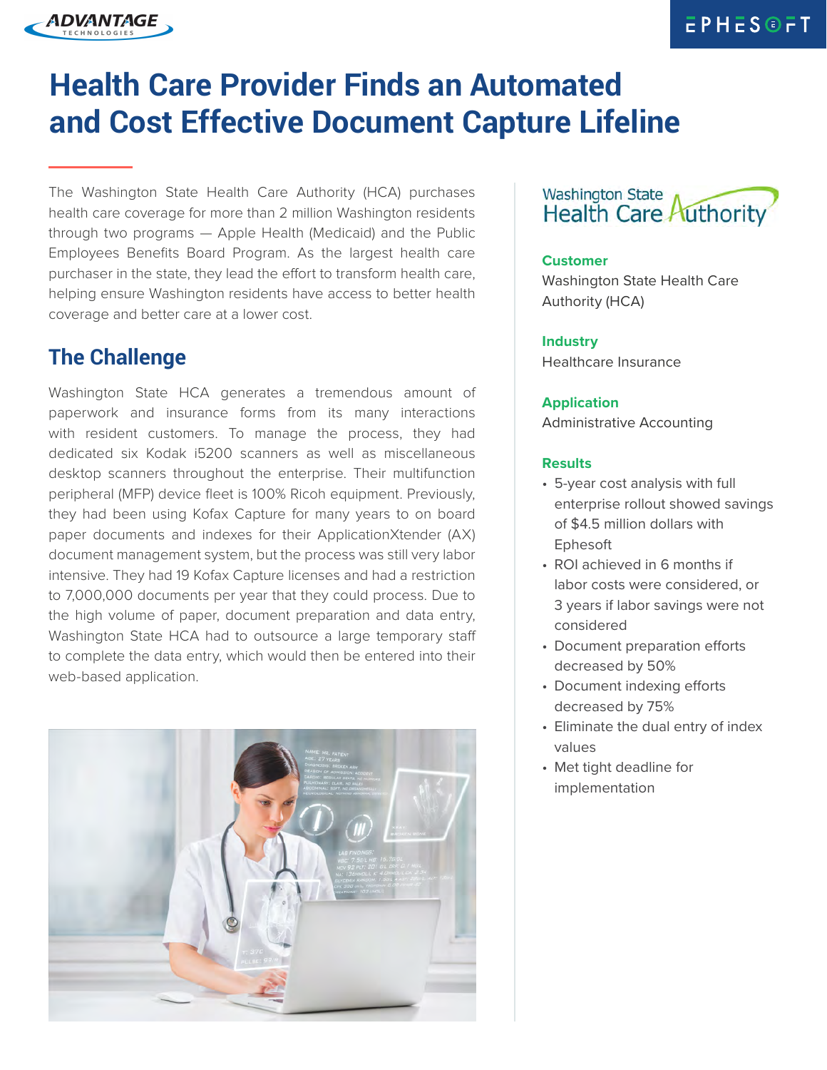# Health Care Provider Finds an Automated and Cost Effective Document Capture Lifeline

The Washington State Health Care Authority (HCA) purchases health care coverage for more than 2 million Washington residents through two programs — Apple Health (Medicaid) and the Public Employees Benefits Board Program. As the largest health care purchaser in the state, they lead the effort to transform health care, helping ensure Washington residents have access to better health coverage and better care at a lower cost.

## The Challenge

Washington State HCA generates a tremendous amount of paperwork and insurance forms from its many interactions with resident customers. To manage the process, they had dedicated six Kodak i5200 scanners as well as miscellaneous desktop scanners throughout the enterprise. Their multifunction peripheral (MFP) device fleet is 100% Ricoh equipment. Previously, they had been using Kofax Capture for many years to on board paper documents and indexes for their ApplicationXtender (AX) document management system, but the process was still very labor intensive. They had 19 Kofax Capture licenses and had a restriction to 7,000,000 documents per year that they could process. Due to the high volume of paper, document preparation and data entry, Washington State HCA had to outsource a large temporary staff to complete the data entry, which would then be entered into their web-based application.

**Customer**
Washington State Health Care Authority (HCA)

**Industry**
Healthcare Insurance

**Application**
Administrative Accounting

**Results**

- 5-year cost analysis with full enterprise rollout showed savings of $4.5 million dollars with Ephesoft
- ROI achieved in 6 months if labor costs were considered, or 3 years if labor savings were not considered
- Document preparation efforts decreased by 50%
- Document indexing efforts decreased by 75%
- Eliminate the dual entry of index values
- Met tight deadline for implementation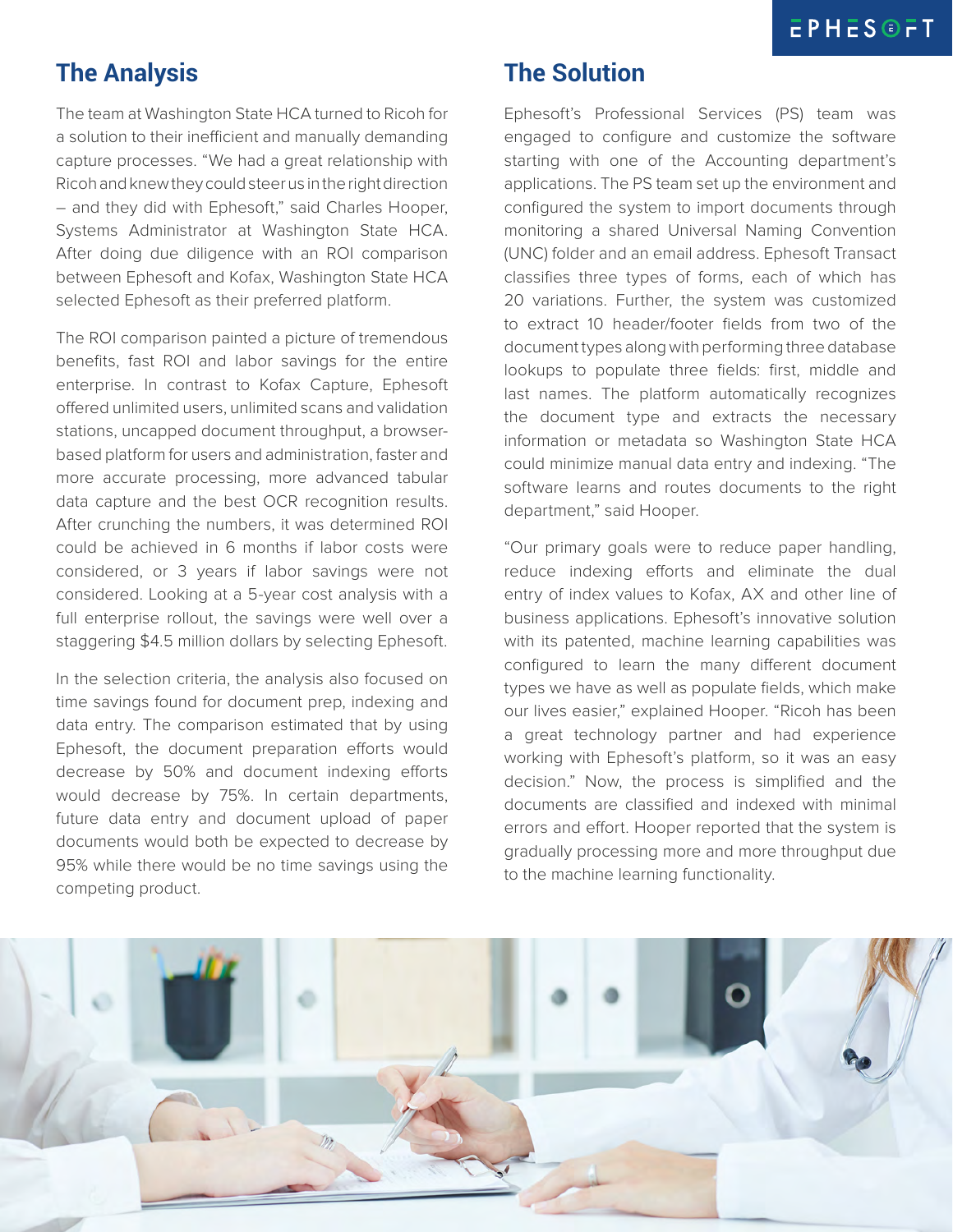## The Analysis

The team at Washington State HCA turned to Ricoh for a solution to their inefficient and manually demanding capture processes. "We had a great relationship with Ricoh and knew they could steer us in the right direction – and they did with Ephesoft," said Charles Hooper, Systems Administrator at Washington State HCA. After doing due diligence with an ROI comparison between Ephesoft and Kofax, Washington State HCA selected Ephesoft as their preferred platform.

The ROI comparison painted a picture of tremendous benefits, fast ROI and labor savings for the entire enterprise. In contrast to Kofax Capture, Ephesoft offered unlimited users, unlimited scans and validation stations, uncapped document throughput, a browser-based platform for users and administration, faster and more accurate processing, more advanced tabular data capture and the best OCR recognition results. After crunching the numbers, it was determined ROI could be achieved in 6 months if labor costs were considered, or 3 years if labor savings were not considered. Looking at a 5-year cost analysis with a full enterprise rollout, the savings were well over a staggering $4.5 million dollars by selecting Ephesoft.

In the selection criteria, the analysis also focused on time savings found for document prep, indexing and data entry. The comparison estimated that by using Ephesoft, the document preparation efforts would decrease by 50% and document indexing efforts would decrease by 75%. In certain departments, future data entry and document upload of paper documents would both be expected to decrease by 95% while there would be no time savings using the competing product.

## The Solution

Ephesoft's Professional Services (PS) team was engaged to configure and customize the software starting with one of the Accounting department's applications. The PS team set up the environment and configured the system to import documents through monitoring a shared Universal Naming Convention (UNC) folder and an email address. Ephesoft Transact classifies three types of forms, each of which has 20 variations. Further, the system was customized to extract 10 header/footer fields from two of the document types along with performing three database lookups to populate three fields: first, middle and last names. The platform automatically recognizes the document type and extracts the necessary information or metadata so Washington State HCA could minimize manual data entry and indexing. "The software learns and routes documents to the right department," said Hooper.

"Our primary goals were to reduce paper handling, reduce indexing efforts and eliminate the dual entry of index values to Kofax, AX and other line of business applications. Ephesoft's innovative solution with its patented, machine learning capabilities was configured to learn the many different document types we have as well as populate fields, which make our lives easier," explained Hooper. "Ricoh has been a great technology partner and had experience working with Ephesoft's platform, so it was an easy decision." Now, the process is simplified and the documents are classified and indexed with minimal errors and effort. Hooper reported that the system is gradually processing more and more throughput due to the machine learning functionality.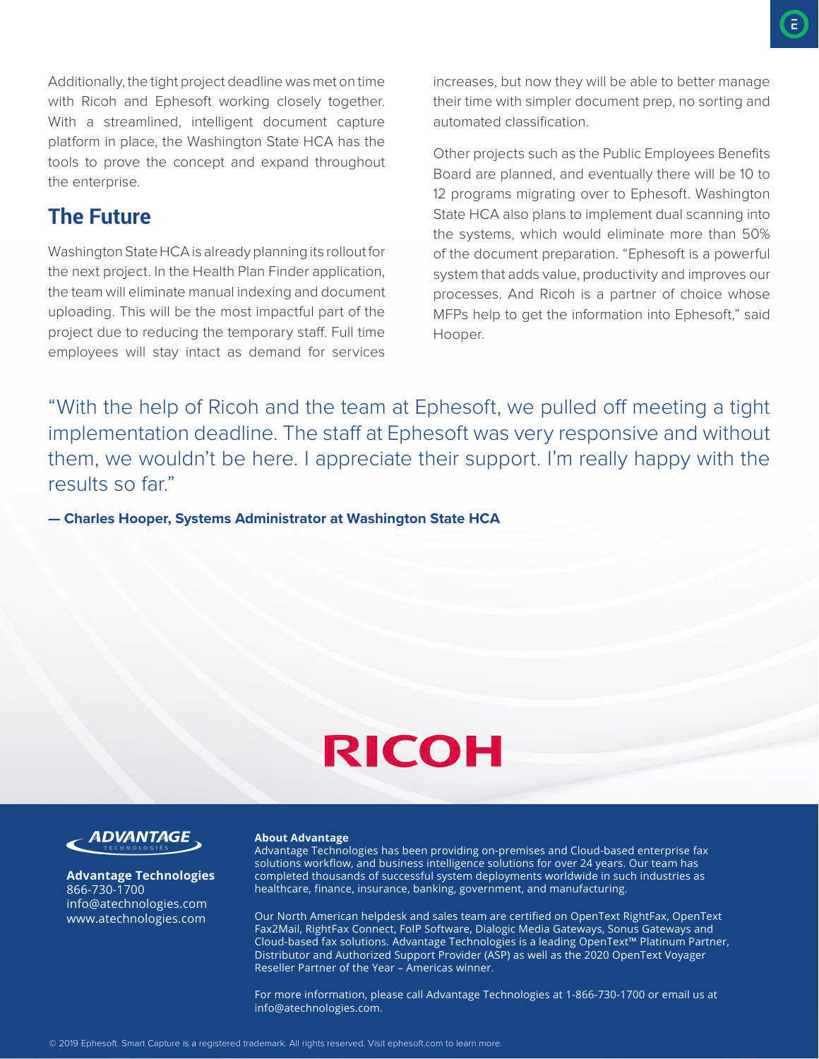Additionally, the tight project deadline was met on time with Ricoh and Ephesoft working closely together. With a streamlined, intelligent document capture platform in place, the Washington State HCA has the tools to prove the concept and expand throughout the enterprise.

## The Future

Washington State HCA is already planning its rollout for the next project. In the Health Plan Finder application, the team will eliminate manual indexing and document uploading. This will be the most impactful part of the project due to reducing the temporary staff. Full time employees will stay intact as demand for services increases, but now they will be able to better manage their time with simpler document prep, no sorting and automated classification.

Other projects such as the Public Employees Benefits Board are planned, and eventually there will be 10 to 12 programs migrating over to Ephesoft. Washington State HCA also plans to implement dual scanning into the systems, which would eliminate more than 50% of the document preparation. "Ephesoft is a powerful system that adds value, productivity and improves our processes. And Ricoh is a partner of choice whose MFPs help to get the information into Ephesoft," said Hooper.

"With the help of Ricoh and the team at Ephesoft, we pulled off meeting a tight implementation deadline. The staff at Ephesoft was very responsive and without them, we wouldn't be here. I appreciate their support. I'm really happy with the results so far."

**— Charles Hooper, Systems Administrator at Washington State HCA**

RICOH

ADVANTAGE TECHNOLOGIES

**Advantage Technologies**
866-730-1700
info@atechnologies.com
www.atechnologies.com

**About Advantage**
Advantage Technologies has been providing on-premises and Cloud-based enterprise fax solutions workflow, and business intelligence solutions for over 24 years. Our team has completed thousands of successful system deployments worldwide in such industries as healthcare, finance, insurance, banking, government, and manufacturing.

Our North American helpdesk and sales team are certified on OpenText RightFax, OpenText Fax2Mail, RightFax Connect, FoIP Software, Dialogic Media Gateways, Sonus Gateways and Cloud-based fax solutions. Advantage Technologies is a leading OpenText™ Platinum Partner, Distributor and Authorized Support Provider (ASP) as well as the 2020 OpenText Voyager Reseller Partner of the Year – Americas winner.

For more information, please call Advantage Technologies at 1-866-730-1700 or email us at info@atechnologies.com.

© 2019 Ephesoft. Smart Capture is a registered trademark. All rights reserved. Visit ephesoft.com to learn more.